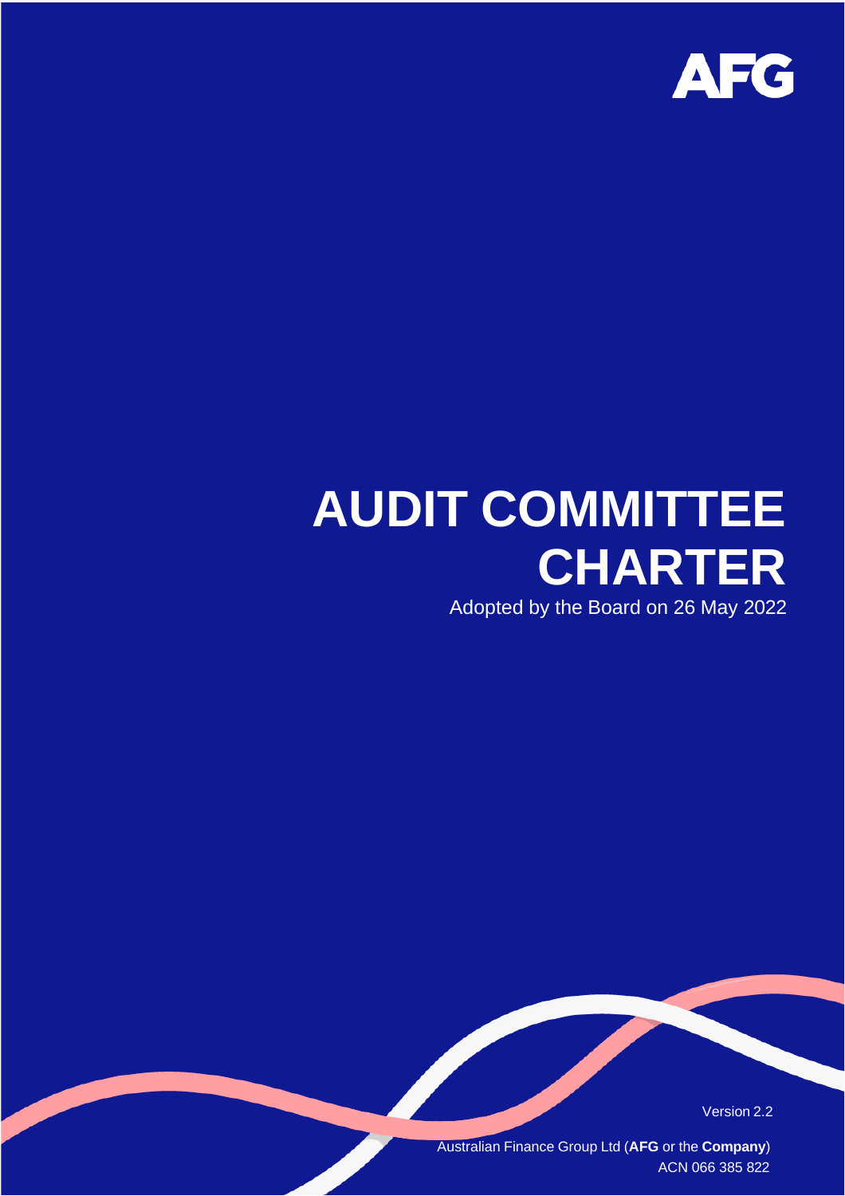AFG

# AUDIT COMMITTEE CHARTER

Adopted by the Board on 26 May 2022

Version 2.2

Australian Finance Group Ltd (**AFG** or the **Company**)
ACN 066 385 822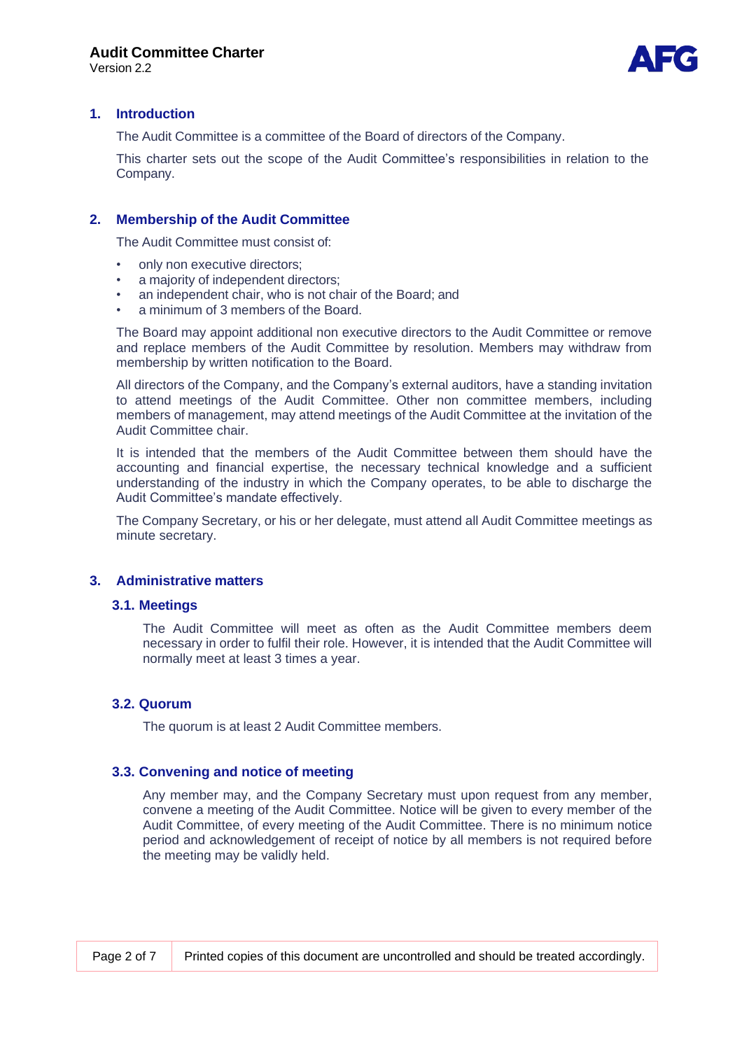## 1. Introduction

The Audit Committee is a committee of the Board of directors of the Company.

This charter sets out the scope of the Audit Committee's responsibilities in relation to the Company.

## 2. Membership of the Audit Committee

The Audit Committee must consist of:

- only non executive directors;
- a majority of independent directors;
- an independent chair, who is not chair of the Board; and
- a minimum of 3 members of the Board.

The Board may appoint additional non executive directors to the Audit Committee or remove and replace members of the Audit Committee by resolution. Members may withdraw from membership by written notification to the Board.

All directors of the Company, and the Company's external auditors, have a standing invitation to attend meetings of the Audit Committee. Other non committee members, including members of management, may attend meetings of the Audit Committee at the invitation of the Audit Committee chair.

It is intended that the members of the Audit Committee between them should have the accounting and financial expertise, the necessary technical knowledge and a sufficient understanding of the industry in which the Company operates, to be able to discharge the Audit Committee's mandate effectively.

The Company Secretary, or his or her delegate, must attend all Audit Committee meetings as minute secretary.

## 3. Administrative matters

### 3.1. Meetings

The Audit Committee will meet as often as the Audit Committee members deem necessary in order to fulfil their role. However, it is intended that the Audit Committee will normally meet at least 3 times a year.

### 3.2. Quorum

The quorum is at least 2 Audit Committee members.

### 3.3. Convening and notice of meeting

Any member may, and the Company Secretary must upon request from any member, convene a meeting of the Audit Committee. Notice will be given to every member of the Audit Committee, of every meeting of the Audit Committee. There is no minimum notice period and acknowledgement of receipt of notice by all members is not required before the meeting may be validly held.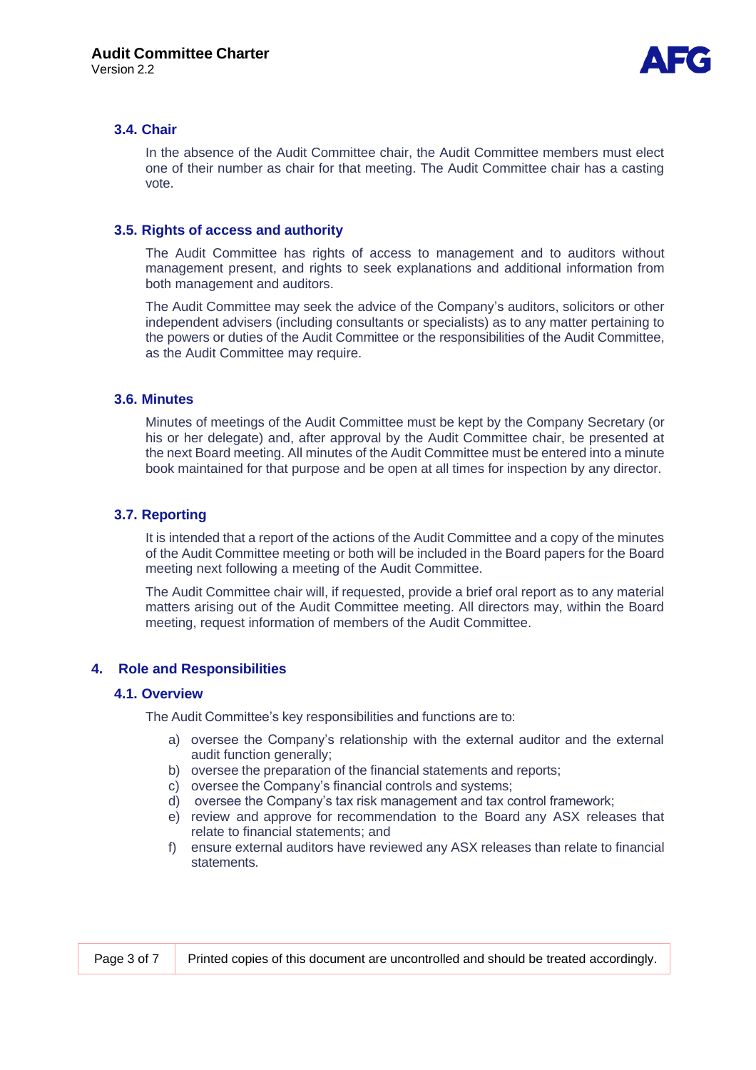### 3.4. Chair

In the absence of the Audit Committee chair, the Audit Committee members must elect one of their number as chair for that meeting. The Audit Committee chair has a casting vote.

### 3.5. Rights of access and authority

The Audit Committee has rights of access to management and to auditors without management present, and rights to seek explanations and additional information from both management and auditors.

The Audit Committee may seek the advice of the Company's auditors, solicitors or other independent advisers (including consultants or specialists) as to any matter pertaining to the powers or duties of the Audit Committee or the responsibilities of the Audit Committee, as the Audit Committee may require.

### 3.6. Minutes

Minutes of meetings of the Audit Committee must be kept by the Company Secretary (or his or her delegate) and, after approval by the Audit Committee chair, be presented at the next Board meeting. All minutes of the Audit Committee must be entered into a minute book maintained for that purpose and be open at all times for inspection by any director.

### 3.7. Reporting

It is intended that a report of the actions of the Audit Committee and a copy of the minutes of the Audit Committee meeting or both will be included in the Board papers for the Board meeting next following a meeting of the Audit Committee.

The Audit Committee chair will, if requested, provide a brief oral report as to any material matters arising out of the Audit Committee meeting. All directors may, within the Board meeting, request information of members of the Audit Committee.

## 4. Role and Responsibilities

### 4.1. Overview

The Audit Committee's key responsibilities and functions are to:

a) oversee the Company's relationship with the external auditor and the external audit function generally;
b) oversee the preparation of the financial statements and reports;
c) oversee the Company's financial controls and systems;
d) oversee the Company's tax risk management and tax control framework;
e) review and approve for recommendation to the Board any ASX releases that relate to financial statements; and
f) ensure external auditors have reviewed any ASX releases than relate to financial statements.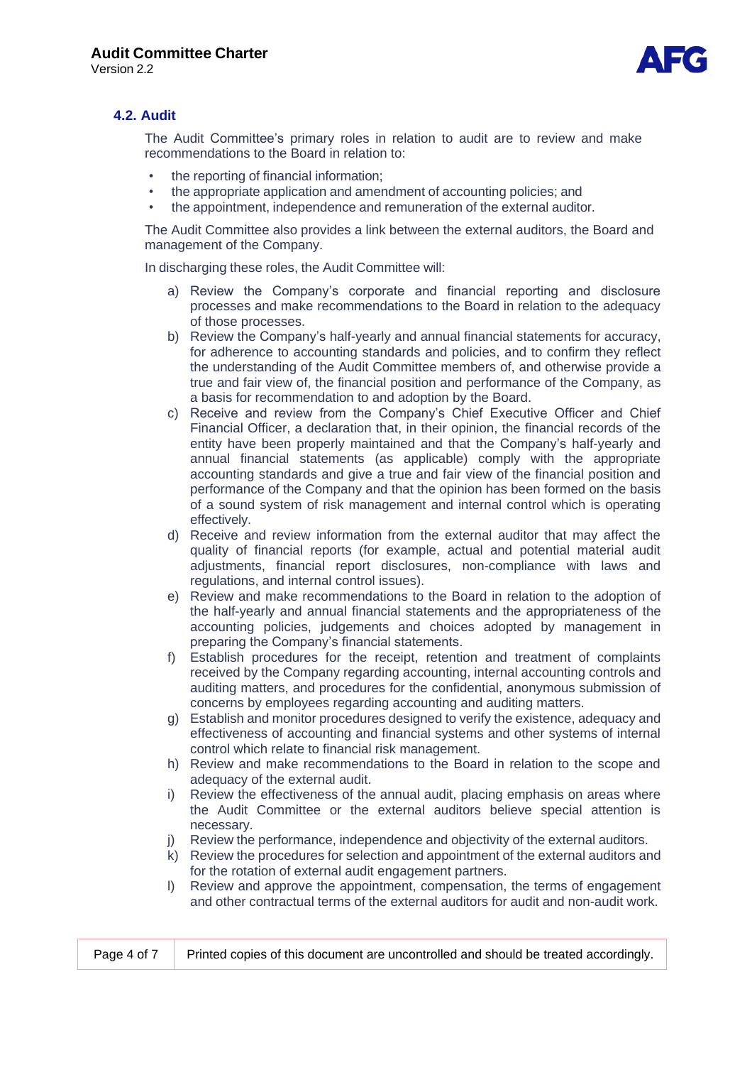### 4.2. Audit

The Audit Committee's primary roles in relation to audit are to review and make recommendations to the Board in relation to:

- the reporting of financial information;
- the appropriate application and amendment of accounting policies; and
- the appointment, independence and remuneration of the external auditor.

The Audit Committee also provides a link between the external auditors, the Board and management of the Company.

In discharging these roles, the Audit Committee will:

a) Review the Company's corporate and financial reporting and disclosure processes and make recommendations to the Board in relation to the adequacy of those processes.

b) Review the Company's half-yearly and annual financial statements for accuracy, for adherence to accounting standards and policies, and to confirm they reflect the understanding of the Audit Committee members of, and otherwise provide a true and fair view of, the financial position and performance of the Company, as a basis for recommendation to and adoption by the Board.

c) Receive and review from the Company's Chief Executive Officer and Chief Financial Officer, a declaration that, in their opinion, the financial records of the entity have been properly maintained and that the Company's half-yearly and annual financial statements (as applicable) comply with the appropriate accounting standards and give a true and fair view of the financial position and performance of the Company and that the opinion has been formed on the basis of a sound system of risk management and internal control which is operating effectively.

d) Receive and review information from the external auditor that may affect the quality of financial reports (for example, actual and potential material audit adjustments, financial report disclosures, non-compliance with laws and regulations, and internal control issues).

e) Review and make recommendations to the Board in relation to the adoption of the half-yearly and annual financial statements and the appropriateness of the accounting policies, judgements and choices adopted by management in preparing the Company's financial statements.

f) Establish procedures for the receipt, retention and treatment of complaints received by the Company regarding accounting, internal accounting controls and auditing matters, and procedures for the confidential, anonymous submission of concerns by employees regarding accounting and auditing matters.

g) Establish and monitor procedures designed to verify the existence, adequacy and effectiveness of accounting and financial systems and other systems of internal control which relate to financial risk management.

h) Review and make recommendations to the Board in relation to the scope and adequacy of the external audit.

i) Review the effectiveness of the annual audit, placing emphasis on areas where the Audit Committee or the external auditors believe special attention is necessary.

j) Review the performance, independence and objectivity of the external auditors.

k) Review the procedures for selection and appointment of the external auditors and for the rotation of external audit engagement partners.

l) Review and approve the appointment, compensation, the terms of engagement and other contractual terms of the external auditors for audit and non-audit work.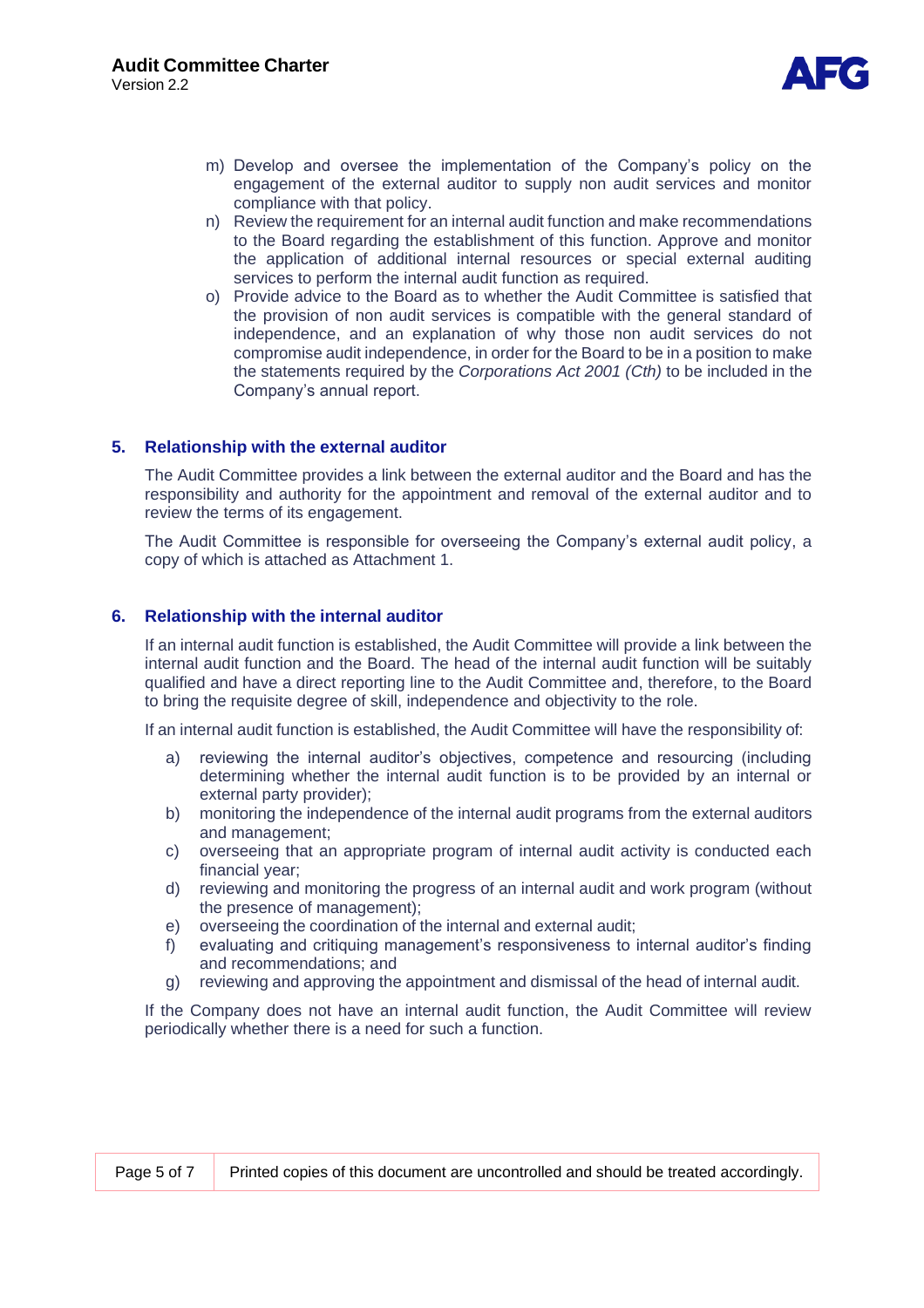m) Develop and oversee the implementation of the Company's policy on the engagement of the external auditor to supply non audit services and monitor compliance with that policy.

n) Review the requirement for an internal audit function and make recommendations to the Board regarding the establishment of this function. Approve and monitor the application of additional internal resources or special external auditing services to perform the internal audit function as required.

o) Provide advice to the Board as to whether the Audit Committee is satisfied that the provision of non audit services is compatible with the general standard of independence, and an explanation of why those non audit services do not compromise audit independence, in order for the Board to be in a position to make the statements required by the *Corporations Act 2001 (Cth)* to be included in the Company's annual report.

## 5. Relationship with the external auditor

The Audit Committee provides a link between the external auditor and the Board and has the responsibility and authority for the appointment and removal of the external auditor and to review the terms of its engagement.

The Audit Committee is responsible for overseeing the Company's external audit policy, a copy of which is attached as Attachment 1.

## 6. Relationship with the internal auditor

If an internal audit function is established, the Audit Committee will provide a link between the internal audit function and the Board. The head of the internal audit function will be suitably qualified and have a direct reporting line to the Audit Committee and, therefore, to the Board to bring the requisite degree of skill, independence and objectivity to the role.

If an internal audit function is established, the Audit Committee will have the responsibility of:

a) reviewing the internal auditor's objectives, competence and resourcing (including determining whether the internal audit function is to be provided by an internal or external party provider);

b) monitoring the independence of the internal audit programs from the external auditors and management;

c) overseeing that an appropriate program of internal audit activity is conducted each financial year;

d) reviewing and monitoring the progress of an internal audit and work program (without the presence of management);

e) overseeing the coordination of the internal and external audit;

f) evaluating and critiquing management's responsiveness to internal auditor's finding and recommendations; and

g) reviewing and approving the appointment and dismissal of the head of internal audit.

If the Company does not have an internal audit function, the Audit Committee will review periodically whether there is a need for such a function.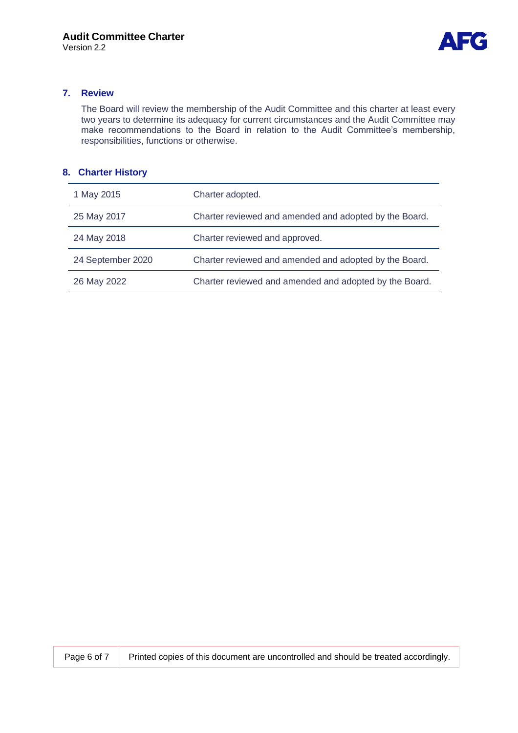## 7. Review

The Board will review the membership of the Audit Committee and this charter at least every two years to determine its adequacy for current circumstances and the Audit Committee may make recommendations to the Board in relation to the Audit Committee's membership, responsibilities, functions or otherwise.

## 8. Charter History

| | |
|---|---|
| 1 May 2015 | Charter adopted. |
| 25 May 2017 | Charter reviewed and amended and adopted by the Board. |
| 24 May 2018 | Charter reviewed and approved. |
| 24 September 2020 | Charter reviewed and amended and adopted by the Board. |
| 26 May 2022 | Charter reviewed and amended and adopted by the Board. |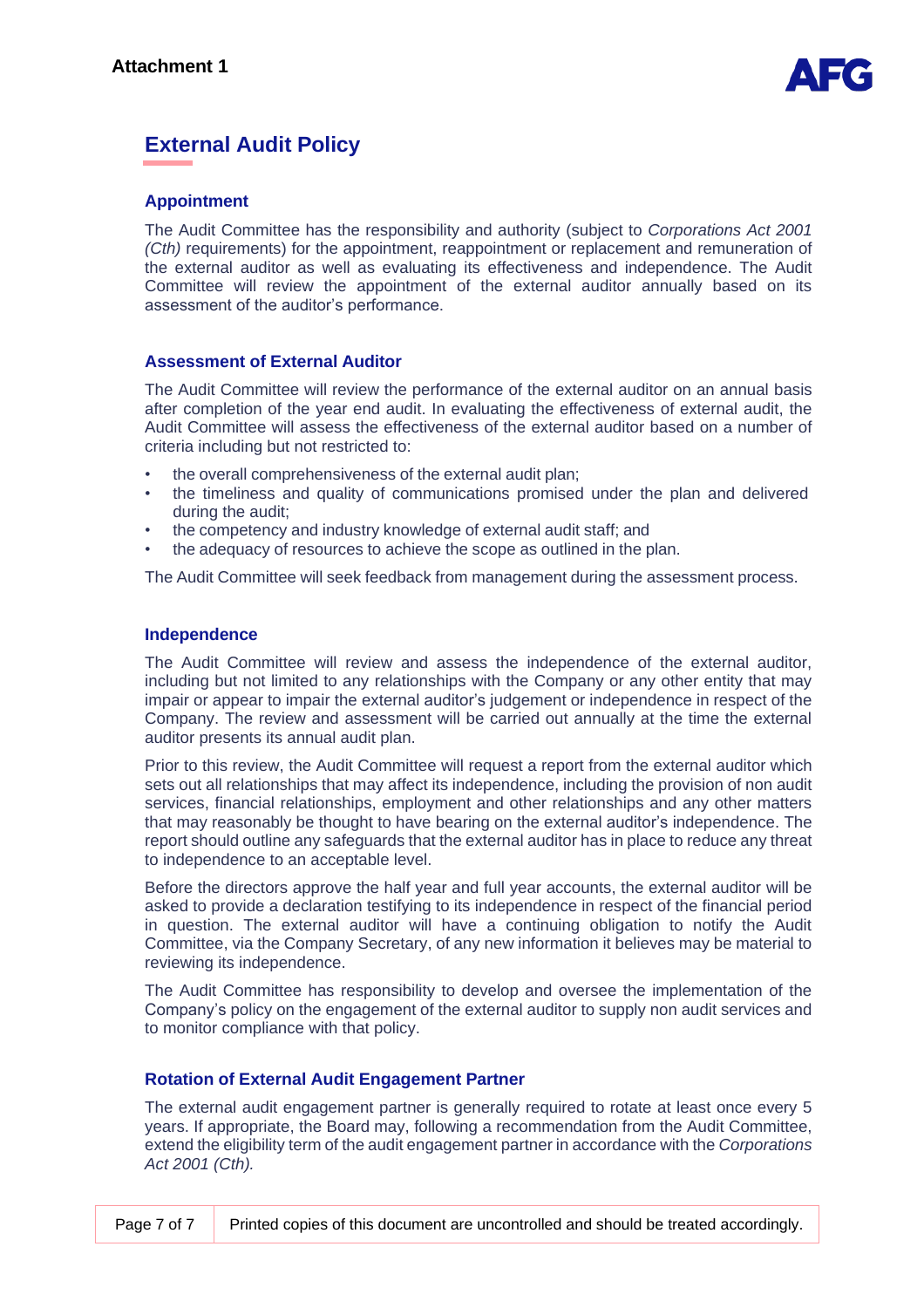Attachment 1

# External Audit Policy

## Appointment

The Audit Committee has the responsibility and authority (subject to *Corporations Act 2001 (Cth)* requirements) for the appointment, reappointment or replacement and remuneration of the external auditor as well as evaluating its effectiveness and independence. The Audit Committee will review the appointment of the external auditor annually based on its assessment of the auditor's performance.

## Assessment of External Auditor

The Audit Committee will review the performance of the external auditor on an annual basis after completion of the year end audit. In evaluating the effectiveness of external audit, the Audit Committee will assess the effectiveness of the external auditor based on a number of criteria including but not restricted to:

- the overall comprehensiveness of the external audit plan;
- the timeliness and quality of communications promised under the plan and delivered during the audit;
- the competency and industry knowledge of external audit staff; and
- the adequacy of resources to achieve the scope as outlined in the plan.

The Audit Committee will seek feedback from management during the assessment process.

## Independence

The Audit Committee will review and assess the independence of the external auditor, including but not limited to any relationships with the Company or any other entity that may impair or appear to impair the external auditor's judgement or independence in respect of the Company. The review and assessment will be carried out annually at the time the external auditor presents its annual audit plan.

Prior to this review, the Audit Committee will request a report from the external auditor which sets out all relationships that may affect its independence, including the provision of non audit services, financial relationships, employment and other relationships and any other matters that may reasonably be thought to have bearing on the external auditor's independence. The report should outline any safeguards that the external auditor has in place to reduce any threat to independence to an acceptable level.

Before the directors approve the half year and full year accounts, the external auditor will be asked to provide a declaration testifying to its independence in respect of the financial period in question. The external auditor will have a continuing obligation to notify the Audit Committee, via the Company Secretary, of any new information it believes may be material to reviewing its independence.

The Audit Committee has responsibility to develop and oversee the implementation of the Company's policy on the engagement of the external auditor to supply non audit services and to monitor compliance with that policy.

## Rotation of External Audit Engagement Partner

The external audit engagement partner is generally required to rotate at least once every 5 years. If appropriate, the Board may, following a recommendation from the Audit Committee, extend the eligibility term of the audit engagement partner in accordance with the *Corporations Act 2001 (Cth).*

Printed copies of this document are uncontrolled and should be treated accordingly.